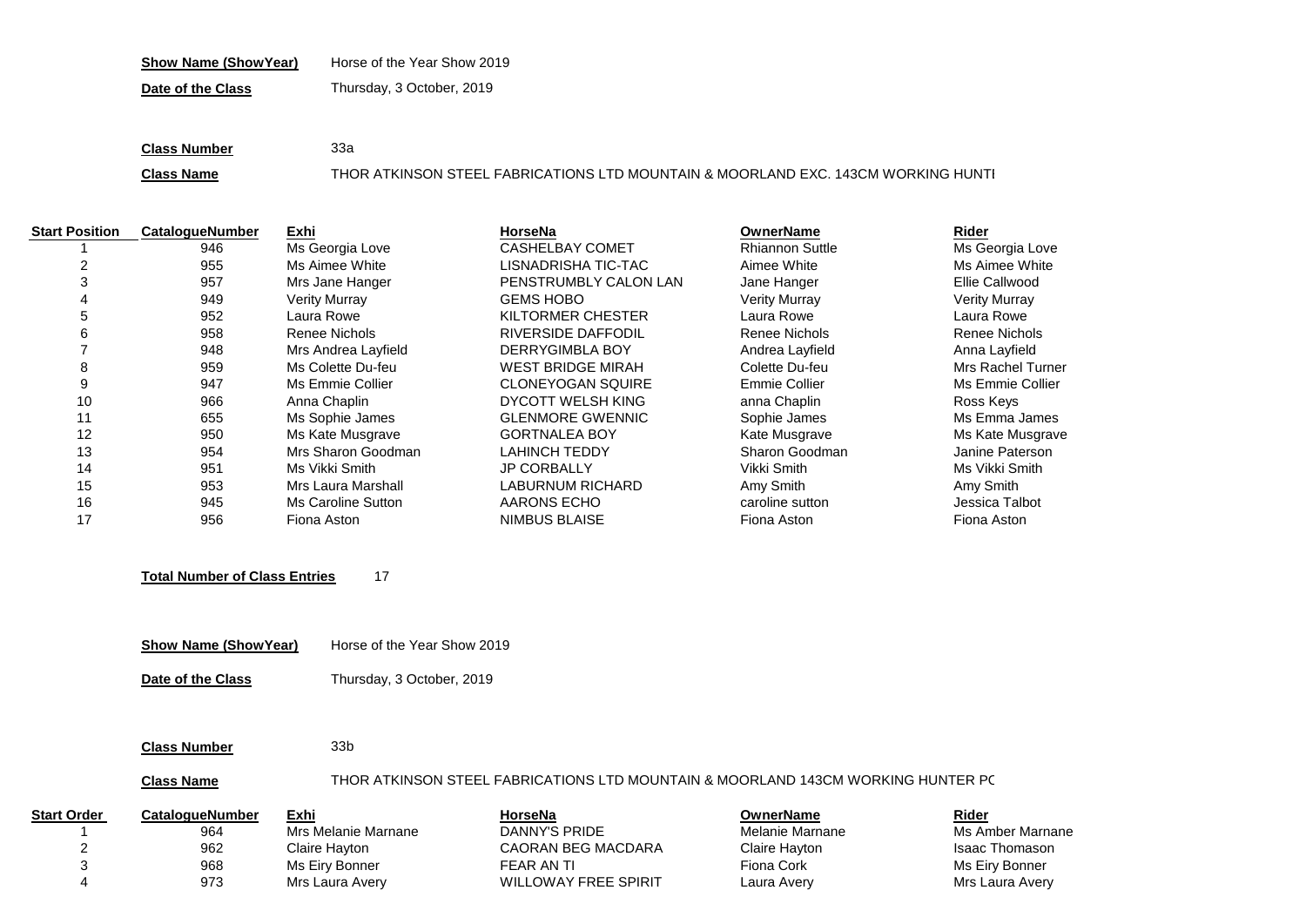**Show Name (ShowYear)** Horse of the Year Show 2019

**Date of the Class** Thursday, 3 October, 2019

**Class Number** 33a

**Class Name** THOR ATKINSON STEEL FABRICATIONS LTD MOUNTAIN & MOORLAND EXC. 143CM WORKING HUNTI

| Start Position | CatalogueNumber | Exhi | HorseNa | OwnerName | Rider |
|---|---|---|---|---|---|
| 1 | 946 | Ms Georgia Love | CASHELBAY COMET | Rhiannon Suttle | Ms Georgia Love |
| 2 | 955 | Ms Aimee White | LISNADRISHA TIC-TAC | Aimee White | Ms Aimee White |
| 3 | 957 | Mrs Jane Hanger | PENSTRUMBLY CALON LAN | Jane Hanger | Ellie Callwood |
| 4 | 949 | Verity Murray | GEMS HOBO | Verity Murray | Verity Murray |
| 5 | 952 | Laura Rowe | KILTORMER CHESTER | Laura Rowe | Laura Rowe |
| 6 | 958 | Renee Nichols | RIVERSIDE DAFFODIL | Renee Nichols | Renee Nichols |
| 7 | 948 | Mrs Andrea Layfield | DERRYGIMBLA BOY | Andrea Layfield | Anna Layfield |
| 8 | 959 | Ms Colette Du-feu | WEST BRIDGE MIRAH | Colette Du-feu | Mrs Rachel Turner |
| 9 | 947 | Ms Emmie Collier | CLONEYOGAN SQUIRE | Emmie Collier | Ms Emmie Collier |
| 10 | 966 | Anna Chaplin | DYCOTT WELSH KING | anna Chaplin | Ross Keys |
| 11 | 655 | Ms Sophie James | GLENMORE GWENNIC | Sophie James | Ms Emma James |
| 12 | 950 | Ms Kate Musgrave | GORTNALEA BOY | Kate Musgrave | Ms Kate Musgrave |
| 13 | 954 | Mrs Sharon Goodman | LAHINCH TEDDY | Sharon Goodman | Janine Paterson |
| 14 | 951 | Ms Vikki Smith | JP CORBALLY | Vikki Smith | Ms Vikki Smith |
| 15 | 953 | Mrs Laura Marshall | LABURNUM RICHARD | Amy Smith | Amy Smith |
| 16 | 945 | Ms Caroline Sutton | AARONS ECHO | caroline sutton | Jessica Talbot |
| 17 | 956 | Fiona Aston | NIMBUS BLAISE | Fiona Aston | Fiona Aston |

**Total Number of Class Entries** 17

**Show Name (ShowYear)** Horse of the Year Show 2019

**Date of the Class** Thursday, 3 October, 2019

**Class Number** 33b

**Class Name** THOR ATKINSON STEEL FABRICATIONS LTD MOUNTAIN & MOORLAND 143CM WORKING HUNTER PC

| Start Order | CatalogueNumber | Exhi | HorseNa | OwnerName | Rider |
|---|---|---|---|---|---|
| 1 | 964 | Mrs Melanie Marnane | DANNY'S PRIDE | Melanie Marnane | Ms Amber Marnane |
| 2 | 962 | Claire Hayton | CAORAN BEG MACDARA | Claire Hayton | Isaac Thomason |
| 3 | 968 | Ms Eiry Bonner | FEAR AN TI | Fiona Cork | Ms Eiry Bonner |
| 4 | 973 | Mrs Laura Avery | WILLOWAY FREE SPIRIT | Laura Avery | Mrs Laura Avery |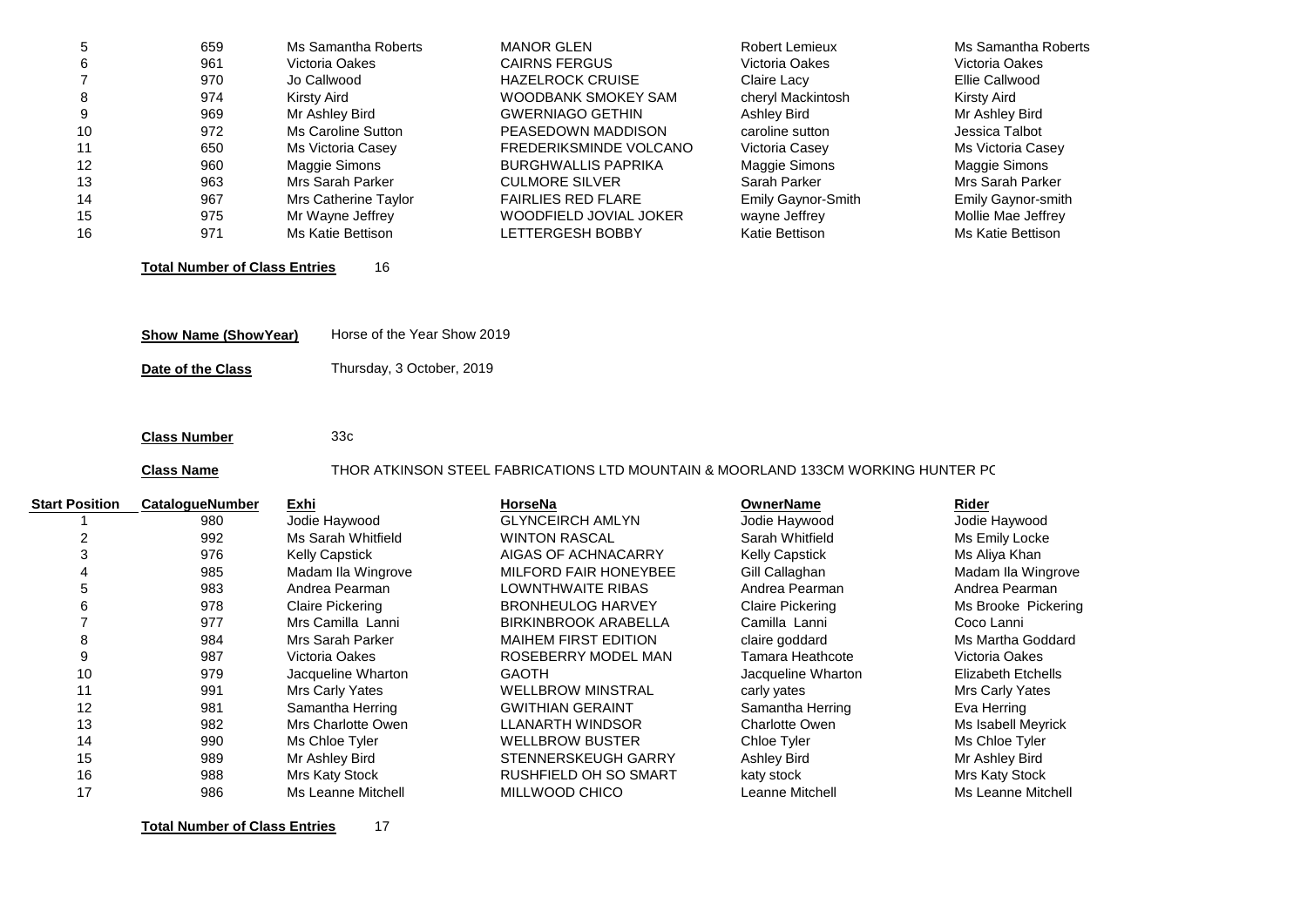| | | | | | |
|---|---|---|---|---|---|
| 5 | 659 | Ms Samantha Roberts | MANOR GLEN | Robert Lemieux | Ms Samantha Roberts |
| 6 | 961 | Victoria Oakes | CAIRNS FERGUS | Victoria Oakes | Victoria Oakes |
| 7 | 970 | Jo Callwood | HAZELROCK CRUISE | Claire Lacy | Ellie Callwood |
| 8 | 974 | Kirsty Aird | WOODBANK SMOKEY SAM | cheryl Mackintosh | Kirsty Aird |
| 9 | 969 | Mr Ashley Bird | GWERNIAGO GETHIN | Ashley Bird | Mr Ashley Bird |
| 10 | 972 | Ms Caroline Sutton | PEASEDOWN MADDISON | caroline sutton | Jessica Talbot |
| 11 | 650 | Ms Victoria Casey | FREDERIKSMINDE VOLCANO | Victoria Casey | Ms Victoria Casey |
| 12 | 960 | Maggie Simons | BURGHWALLIS PAPRIKA | Maggie Simons | Maggie Simons |
| 13 | 963 | Mrs Sarah Parker | CULMORE SILVER | Sarah Parker | Mrs Sarah Parker |
| 14 | 967 | Mrs Catherine Taylor | FAIRLIES RED FLARE | Emily Gaynor-Smith | Emily Gaynor-smith |
| 15 | 975 | Mr Wayne Jeffrey | WOODFIELD JOVIAL JOKER | wayne Jeffrey | Mollie Mae Jeffrey |
| 16 | 971 | Ms Katie Bettison | LETTERGESH BOBBY | Katie Bettison | Ms Katie Bettison |

**Total Number of Class Entries** 16

**Show Name (ShowYear)** Horse of the Year Show 2019

**Date of the Class** Thursday, 3 October, 2019

**Class Number** 33c

**Class Name** THOR ATKINSON STEEL FABRICATIONS LTD MOUNTAIN & MOORLAND 133CM WORKING HUNTER PC

| Start Position | CatalogueNumber | Exhi | HorseNa | OwnerName | Rider |
|---|---|---|---|---|---|
| 1 | 980 | Jodie Haywood | GLYNCEIRCH AMLYN | Jodie Haywood | Jodie Haywood |
| 2 | 992 | Ms Sarah Whitfield | WINTON RASCAL | Sarah Whitfield | Ms Emily Locke |
| 3 | 976 | Kelly Capstick | AIGAS OF ACHNACARRY | Kelly Capstick | Ms Aliya Khan |
| 4 | 985 | Madam Ila Wingrove | MILFORD FAIR HONEYBEE | Gill Callaghan | Madam Ila Wingrove |
| 5 | 983 | Andrea Pearman | LOWNTHWAITE RIBAS | Andrea Pearman | Andrea Pearman |
| 6 | 978 | Claire Pickering | BRONHEULOG HARVEY | Claire Pickering | Ms Brooke Pickering |
| 7 | 977 | Mrs Camilla Lanni | BIRKINBROOK ARABELLA | Camilla Lanni | Coco Lanni |
| 8 | 984 | Mrs Sarah Parker | MAIHEM FIRST EDITION | claire goddard | Ms Martha Goddard |
| 9 | 987 | Victoria Oakes | ROSEBERRY MODEL MAN | Tamara Heathcote | Victoria Oakes |
| 10 | 979 | Jacqueline Wharton | GAOTH | Jacqueline Wharton | Elizabeth Etchells |
| 11 | 991 | Mrs Carly Yates | WELLBROW MINSTRAL | carly yates | Mrs Carly Yates |
| 12 | 981 | Samantha Herring | GWITHIAN GERAINT | Samantha Herring | Eva Herring |
| 13 | 982 | Mrs Charlotte Owen | LLANARTH WINDSOR | Charlotte Owen | Ms Isabell Meyrick |
| 14 | 990 | Ms Chloe Tyler | WELLBROW BUSTER | Chloe Tyler | Ms Chloe Tyler |
| 15 | 989 | Mr Ashley Bird | STENNERSKEUGH GARRY | Ashley Bird | Mr Ashley Bird |
| 16 | 988 | Mrs Katy Stock | RUSHFIELD OH SO SMART | katy stock | Mrs Katy Stock |
| 17 | 986 | Ms Leanne Mitchell | MILLWOOD CHICO | Leanne Mitchell | Ms Leanne Mitchell |

**Total Number of Class Entries** 17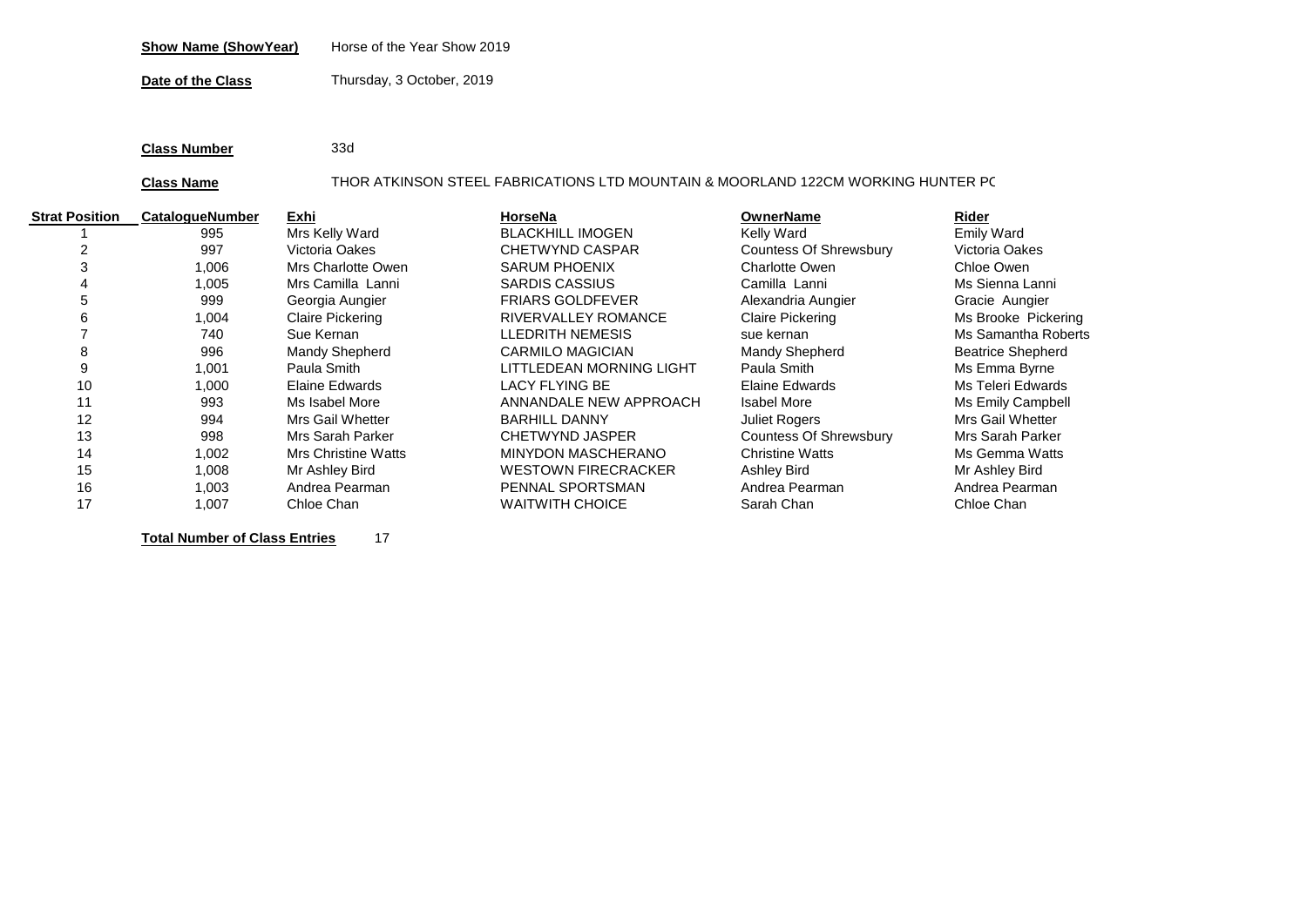**Show Name (ShowYear)** Horse of the Year Show 2019

**Date of the Class** Thursday, 3 October, 2019

**Class Number** 33d

**Class Name** THOR ATKINSON STEEL FABRICATIONS LTD MOUNTAIN & MOORLAND 122CM WORKING HUNTER PC

| Strat Position | CatalogueNumber | Exhi | HorseNa | OwnerName | Rider |
|---|---|---|---|---|---|
| 1 | 995 | Mrs Kelly Ward | BLACKHILL IMOGEN | Kelly Ward | Emily Ward |
| 2 | 997 | Victoria Oakes | CHETWYND CASPAR | Countess Of Shrewsbury | Victoria Oakes |
| 3 | 1,006 | Mrs Charlotte Owen | SARUM PHOENIX | Charlotte Owen | Chloe Owen |
| 4 | 1,005 | Mrs Camilla Lanni | SARDIS CASSIUS | Camilla Lanni | Ms Sienna Lanni |
| 5 | 999 | Georgia Aungier | FRIARS GOLDFEVER | Alexandria Aungier | Gracie Aungier |
| 6 | 1,004 | Claire Pickering | RIVERVALLEY ROMANCE | Claire Pickering | Ms Brooke Pickering |
| 7 | 740 | Sue Kernan | LLEDRITH NEMESIS | sue kernan | Ms Samantha Roberts |
| 8 | 996 | Mandy Shepherd | CARMILO MAGICIAN | Mandy Shepherd | Beatrice Shepherd |
| 9 | 1,001 | Paula Smith | LITTLEDEAN MORNING LIGHT | Paula Smith | Ms Emma Byrne |
| 10 | 1,000 | Elaine Edwards | LACY FLYING BE | Elaine Edwards | Ms Teleri Edwards |
| 11 | 993 | Ms Isabel More | ANNANDALE NEW APPROACH | Isabel More | Ms Emily Campbell |
| 12 | 994 | Mrs Gail Whetter | BARHILL DANNY | Juliet Rogers | Mrs Gail Whetter |
| 13 | 998 | Mrs Sarah Parker | CHETWYND JASPER | Countess Of Shrewsbury | Mrs Sarah Parker |
| 14 | 1,002 | Mrs Christine Watts | MINYDON MASCHERANO | Christine Watts | Ms Gemma Watts |
| 15 | 1,008 | Mr Ashley Bird | WESTOWN FIRECRACKER | Ashley Bird | Mr Ashley Bird |
| 16 | 1,003 | Andrea Pearman | PENNAL SPORTSMAN | Andrea Pearman | Andrea Pearman |
| 17 | 1,007 | Chloe Chan | WAITWITH CHOICE | Sarah Chan | Chloe Chan |

**Total Number of Class Entries** 17